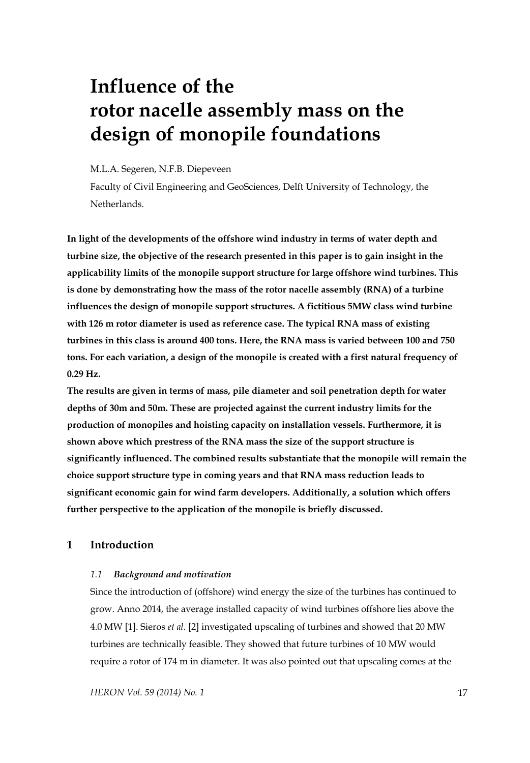# Influence of the rotor nacelle assembly mass on the design of monopile foundations

M.L.A. Segeren, N.F.B. Diepeveen

Faculty of Civil Engineering and GeoSciences, Delft University of Technology, the Netherlands.

**In light of the developments of the offshore wind industry in terms of water depth and turbine size, the objective of the research presented in this paper is to gain insight in the applicability limits of the monopile support structure for large offshore wind turbines. This is done by demonstrating how the mass of the rotor nacelle assembly (RNA) of a turbine influences the design of monopile support structures. A fictitious 5MW class wind turbine with 126 m rotor diameter is used as reference case. The typical RNA mass of existing turbines in this class is around 400 tons. Here, the RNA mass is varied between 100 and 750 tons. For each variation, a design of the monopile is created with a first natural frequency of 0.29 Hz.**

**The results are given in terms of mass, pile diameter and soil penetration depth for water depths of 30m and 50m. These are projected against the current industry limits for the production of monopiles and hoisting capacity on installation vessels. Furthermore, it is shown above which prestress of the RNA mass the size of the support structure is significantly influenced. The combined results substantiate that the monopile will remain the choice support structure type in coming years and that RNA mass reduction leads to significant economic gain for wind farm developers. Additionally, a solution which offers further perspective to the application of the monopile is briefly discussed.**

## 1 Introduction

### *1.1 Background and motivation*

Since the introduction of (offshore) wind energy the size of the turbines has continued to grow. Anno 2014, the average installed capacity of wind turbines offshore lies above the 4.0 MW [1]. Sieros *et al*. [2] investigated upscaling of turbines and showed that 20 MW turbines are technically feasible. They showed that future turbines of 10 MW would require a rotor of 174 m in diameter. It was also pointed out that upscaling comes at the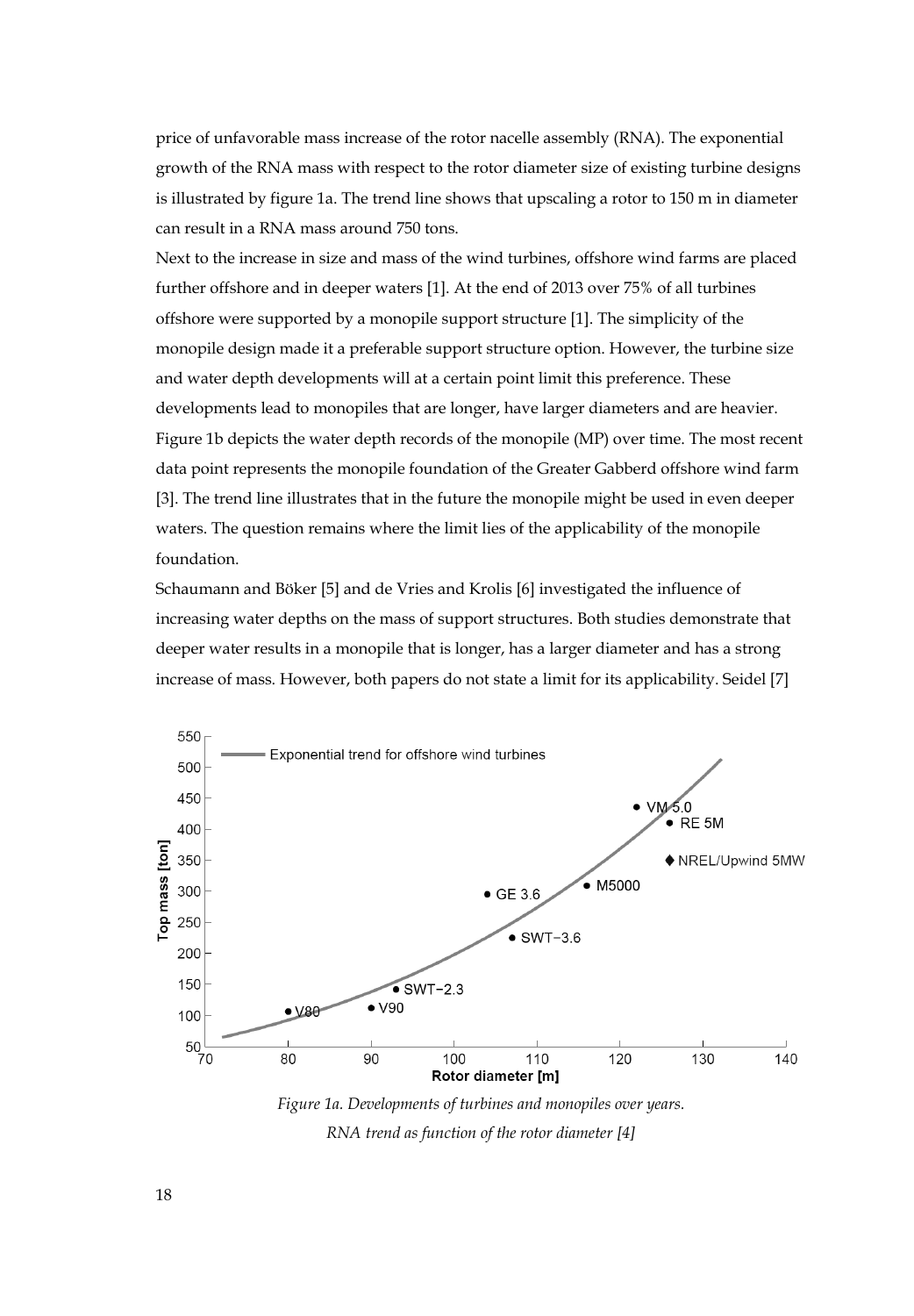price of unfavorable mass increase of the rotor nacelle assembly (RNA). The exponential growth of the RNA mass with respect to the rotor diameter size of existing turbine designs is illustrated by figure 1a. The trend line shows that upscaling a rotor to 150 m in diameter can result in a RNA mass around 750 tons.

Next to the increase in size and mass of the wind turbines, offshore wind farms are placed further offshore and in deeper waters [1]. At the end of 2013 over 75% of all turbines offshore were supported by a monopile support structure [1]. The simplicity of the monopile design made it a preferable support structure option. However, the turbine size and water depth developments will at a certain point limit this preference. These developments lead to monopiles that are longer, have larger diameters and are heavier. Figure 1b depicts the water depth records of the monopile (MP) over time. The most recent data point represents the monopile foundation of the Greater Gabberd offshore wind farm [3]. The trend line illustrates that in the future the monopile might be used in even deeper waters. The question remains where the limit lies of the applicability of the monopile foundation.

Schaumann and Böker [5] and de Vries and Krolis [6] investigated the influence of increasing water depths on the mass of support structures. Both studies demonstrate that deeper water results in a monopile that is longer, has a larger diameter and has a strong increase of mass. However, both papers do not state a limit for its applicability. Seidel [7]

*Figure 1a. Developments of turbines and monopiles over years. RNA trend as function of the rotor diameter [4]*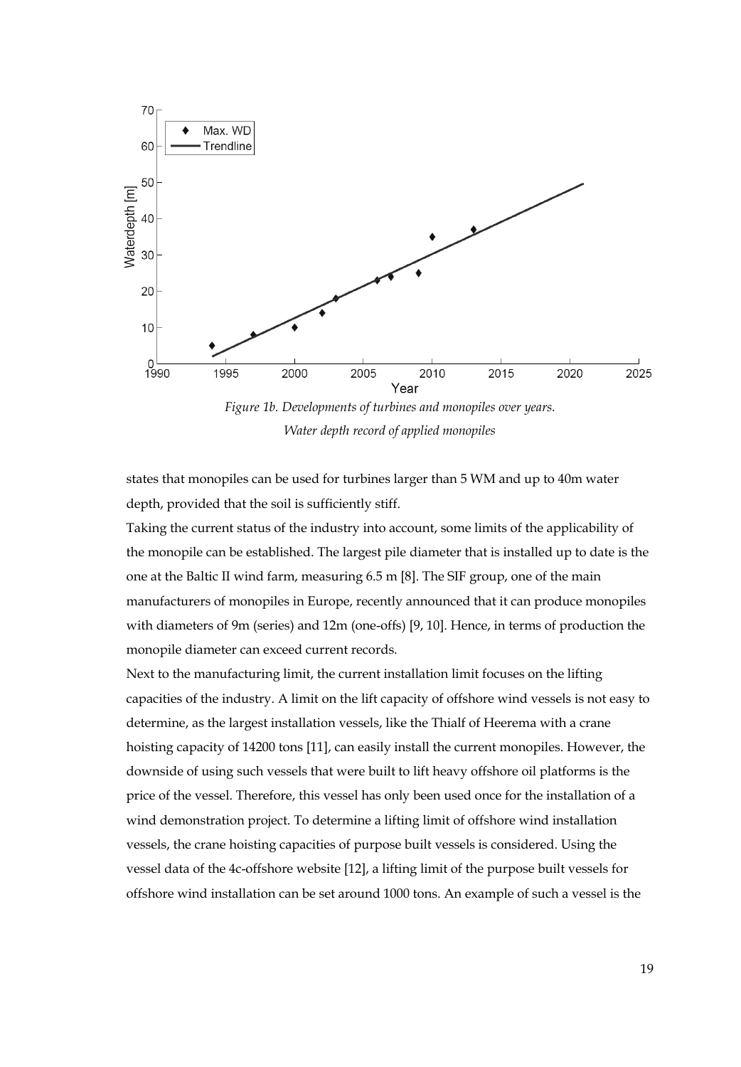*Figure 1b. Developments of turbines and monopiles over years.*
*Water depth record of applied monopiles*

states that monopiles can be used for turbines larger than 5 WM and up to 40m water depth, provided that the soil is sufficiently stiff.

Taking the current status of the industry into account, some limits of the applicability of the monopile can be established. The largest pile diameter that is installed up to date is the one at the Baltic II wind farm, measuring 6.5 m [8]. The SIF group, one of the main manufacturers of monopiles in Europe, recently announced that it can produce monopiles with diameters of 9m (series) and 12m (one-offs) [9, 10]. Hence, in terms of production the monopile diameter can exceed current records.

Next to the manufacturing limit, the current installation limit focuses on the lifting capacities of the industry. A limit on the lift capacity of offshore wind vessels is not easy to determine, as the largest installation vessels, like the Thialf of Heerema with a crane hoisting capacity of 14200 tons [11], can easily install the current monopiles. However, the downside of using such vessels that were built to lift heavy offshore oil platforms is the price of the vessel. Therefore, this vessel has only been used once for the installation of a wind demonstration project. To determine a lifting limit of offshore wind installation vessels, the crane hoisting capacities of purpose built vessels is considered. Using the vessel data of the 4c-offshore website [12], a lifting limit of the purpose built vessels for offshore wind installation can be set around 1000 tons. An example of such a vessel is the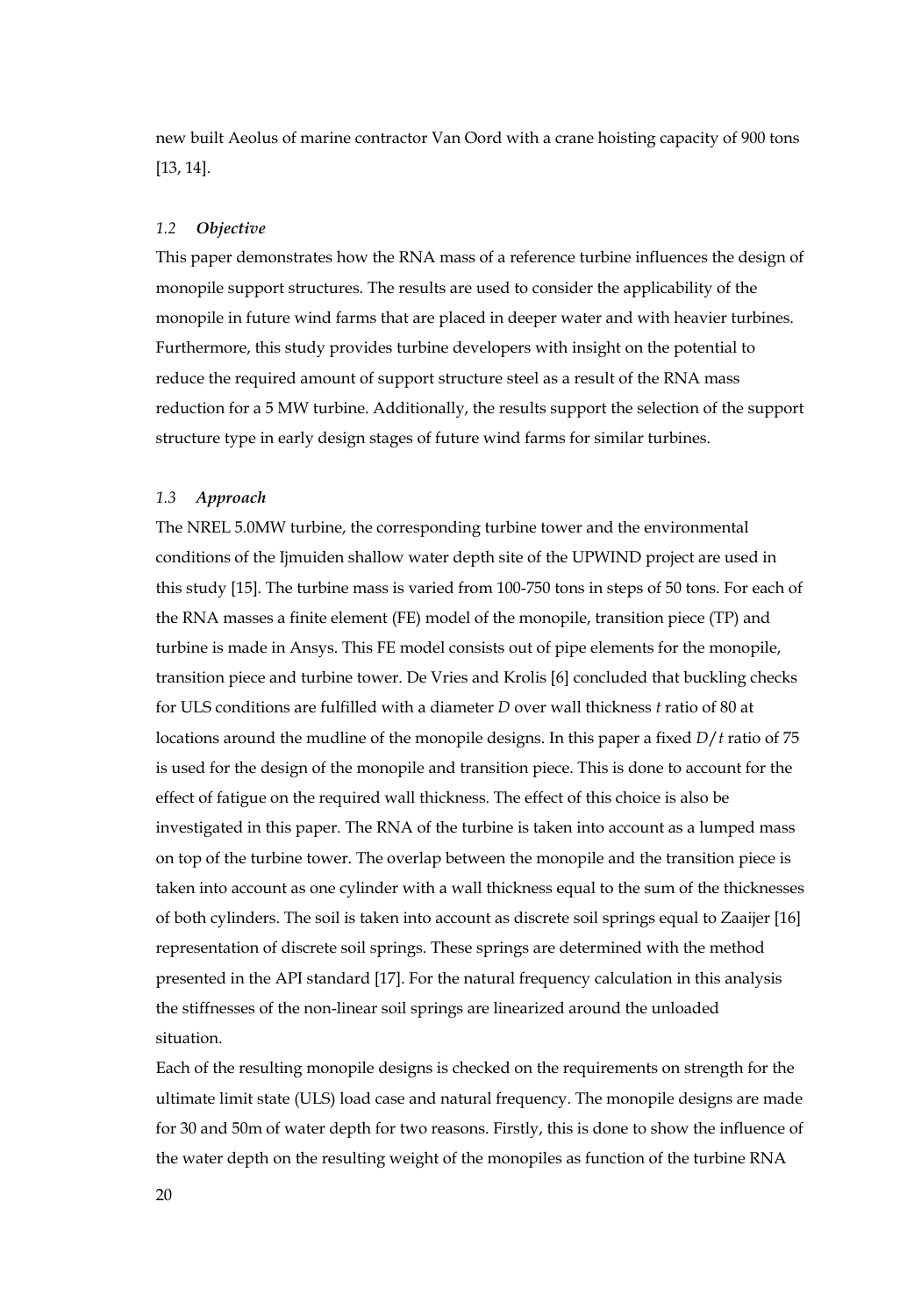new built Aeolus of marine contractor Van Oord with a crane hoisting capacity of 900 tons [13, 14].

### *1.2 Objective*

This paper demonstrates how the RNA mass of a reference turbine influences the design of monopile support structures. The results are used to consider the applicability of the monopile in future wind farms that are placed in deeper water and with heavier turbines. Furthermore, this study provides turbine developers with insight on the potential to reduce the required amount of support structure steel as a result of the RNA mass reduction for a 5 MW turbine. Additionally, the results support the selection of the support structure type in early design stages of future wind farms for similar turbines.

### *1.3 Approach*

The NREL 5.0MW turbine, the corresponding turbine tower and the environmental conditions of the Ijmuiden shallow water depth site of the UPWIND project are used in this study [15]. The turbine mass is varied from 100-750 tons in steps of 50 tons. For each of the RNA masses a finite element (FE) model of the monopile, transition piece (TP) and turbine is made in Ansys. This FE model consists out of pipe elements for the monopile, transition piece and turbine tower. De Vries and Krolis [6] concluded that buckling checks for ULS conditions are fulfilled with a diameter $D$ over wall thickness $t$ ratio of 80 at locations around the mudline of the monopile designs. In this paper a fixed $D/t$ ratio of 75 is used for the design of the monopile and transition piece. This is done to account for the effect of fatigue on the required wall thickness. The effect of this choice is also be investigated in this paper. The RNA of the turbine is taken into account as a lumped mass on top of the turbine tower. The overlap between the monopile and the transition piece is taken into account as one cylinder with a wall thickness equal to the sum of the thicknesses of both cylinders. The soil is taken into account as discrete soil springs equal to Zaaijer [16] representation of discrete soil springs. These springs are determined with the method presented in the API standard [17]. For the natural frequency calculation in this analysis the stiffnesses of the non-linear soil springs are linearized around the unloaded situation.

Each of the resulting monopile designs is checked on the requirements on strength for the ultimate limit state (ULS) load case and natural frequency. The monopile designs are made for 30 and 50m of water depth for two reasons. Firstly, this is done to show the influence of the water depth on the resulting weight of the monopiles as function of the turbine RNA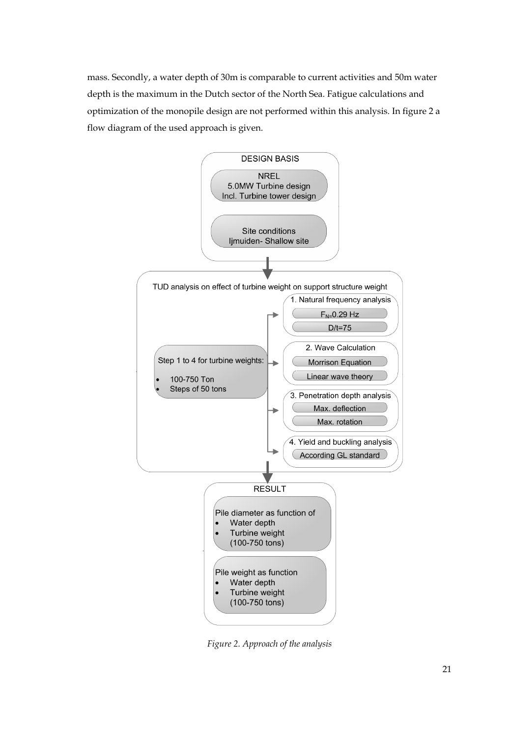mass. Secondly, a water depth of 30m is comparable to current activities and 50m water depth is the maximum in the Dutch sector of the North Sea. Fatigue calculations and optimization of the monopile design are not performed within this analysis. In figure 2 a flow diagram of the used approach is given.

DESIGN BASIS

NREL
5.0MW Turbine design
Incl. Turbine tower design

Site conditions
Ijmuiden- Shallow site

TUD analysis on effect of turbine weight on support structure weight

Step 1 to 4 for turbine weights:

- 100-750 Ton
- Steps of 50 tons

1. Natural frequency analysis
   - $F_N$=0.29 Hz
   - D/t=75

2. Wave Calculation
   - Morrison Equation
   - Linear wave theory

3. Penetration depth analysis
   - Max. deflection
   - Max. rotation

4. Yield and buckling analysis
   - According GL standard

RESULT

Pile diameter as function of
- Water depth
- Turbine weight (100-750 tons)

Pile weight as function
- Water depth
- Turbine weight (100-750 tons)

*Figure 2. Approach of the analysis*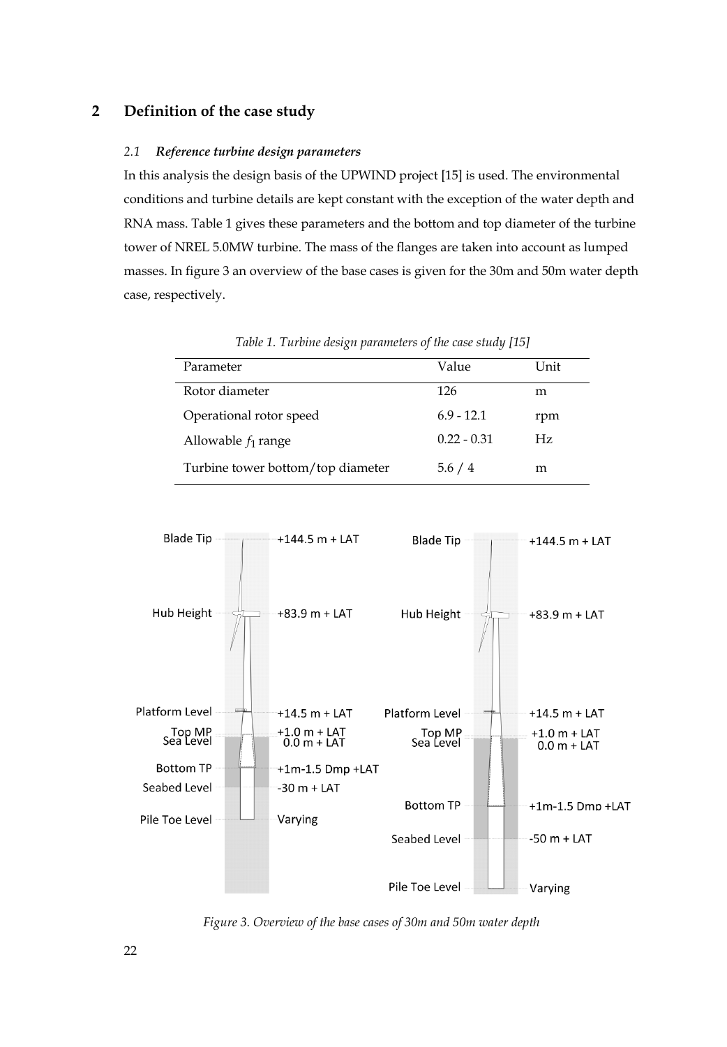## 2 Definition of the case study

### *2.1 Reference turbine design parameters*

In this analysis the design basis of the UPWIND project [15] is used. The environmental conditions and turbine details are kept constant with the exception of the water depth and RNA mass. Table 1 gives these parameters and the bottom and top diameter of the turbine tower of NREL 5.0MW turbine. The mass of the flanges are taken into account as lumped masses. In figure 3 an overview of the base cases is given for the 30m and 50m water depth case, respectively.

*Table 1. Turbine design parameters of the case study [15]*

| Parameter | Value | Unit |
|---|---|---|
| Rotor diameter | 126 | m |
| Operational rotor speed | 6.9 - 12.1 | rpm |
| Allowable $f_1$ range | 0.22 - 0.31 | Hz |
| Turbine tower bottom/top diameter | 5.6 / 4 | m |

| | 30m water depth | 50m water depth |
|---|---|---|
| Blade Tip | +144.5 m + LAT | +144.5 m + LAT |
| Hub Height | +83.9 m + LAT | +83.9 m + LAT |
| Platform Level | +14.5 m + LAT | +14.5 m + LAT |
| Top MP | +1.0 m + LAT | +1.0 m + LAT |
| Sea Level | 0.0 m + LAT | 0.0 m + LAT |
| Bottom TP | +1m-1.5 Dmp +LAT | +1m-1.5 Dmp +LAT |
| Seabed Level | -30 m + LAT | -50 m + LAT |
| Pile Toe Level | Varying | Varying |

*Figure 3. Overview of the base cases of 30m and 50m water depth*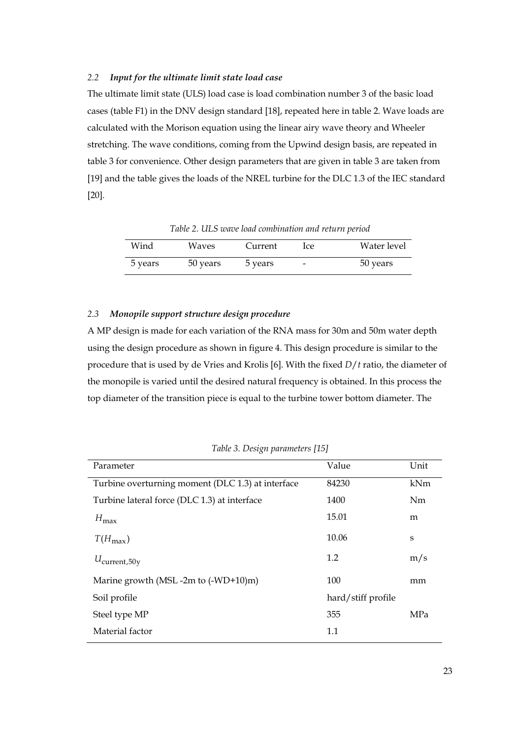### 2.2 *Input for the ultimate limit state load case*

The ultimate limit state (ULS) load case is load combination number 3 of the basic load cases (table F1) in the DNV design standard [18], repeated here in table 2. Wave loads are calculated with the Morison equation using the linear airy wave theory and Wheeler stretching. The wave conditions, coming from the Upwind design basis, are repeated in table 3 for convenience. Other design parameters that are given in table 3 are taken from [19] and the table gives the loads of the NREL turbine for the DLC 1.3 of the IEC standard [20].

*Table 2. ULS wave load combination and return period*

| Wind | Waves | Current | Ice | Water level |
|---|---|---|---|---|
| 5 years | 50 years | 5 years | - | 50 years |

### 2.3 *Monopile support structure design procedure*

A MP design is made for each variation of the RNA mass for 30m and 50m water depth using the design procedure as shown in figure 4. This design procedure is similar to the procedure that is used by de Vries and Krolis [6]. With the fixed $D/t$ ratio, the diameter of the monopile is varied until the desired natural frequency is obtained. In this process the top diameter of the transition piece is equal to the turbine tower bottom diameter. The

*Table 3. Design parameters [15]*

| Parameter | Value | Unit |
|---|---|---|
| Turbine overturning moment (DLC 1.3) at interface | 84230 | kNm |
| Turbine lateral force (DLC 1.3) at interface | 1400 | Nm |
| $H_{\max}$ | 15.01 | m |
| $T(H_{\max})$ | 10.06 | s |
| $U_{\text{current,50y}}$ | 1.2 | m/s |
| Marine growth (MSL -2m to (-WD+10)m) | 100 | mm |
| Soil profile | hard/stiff profile | |
| Steel type MP | 355 | MPa |
| Material factor | 1.1 | |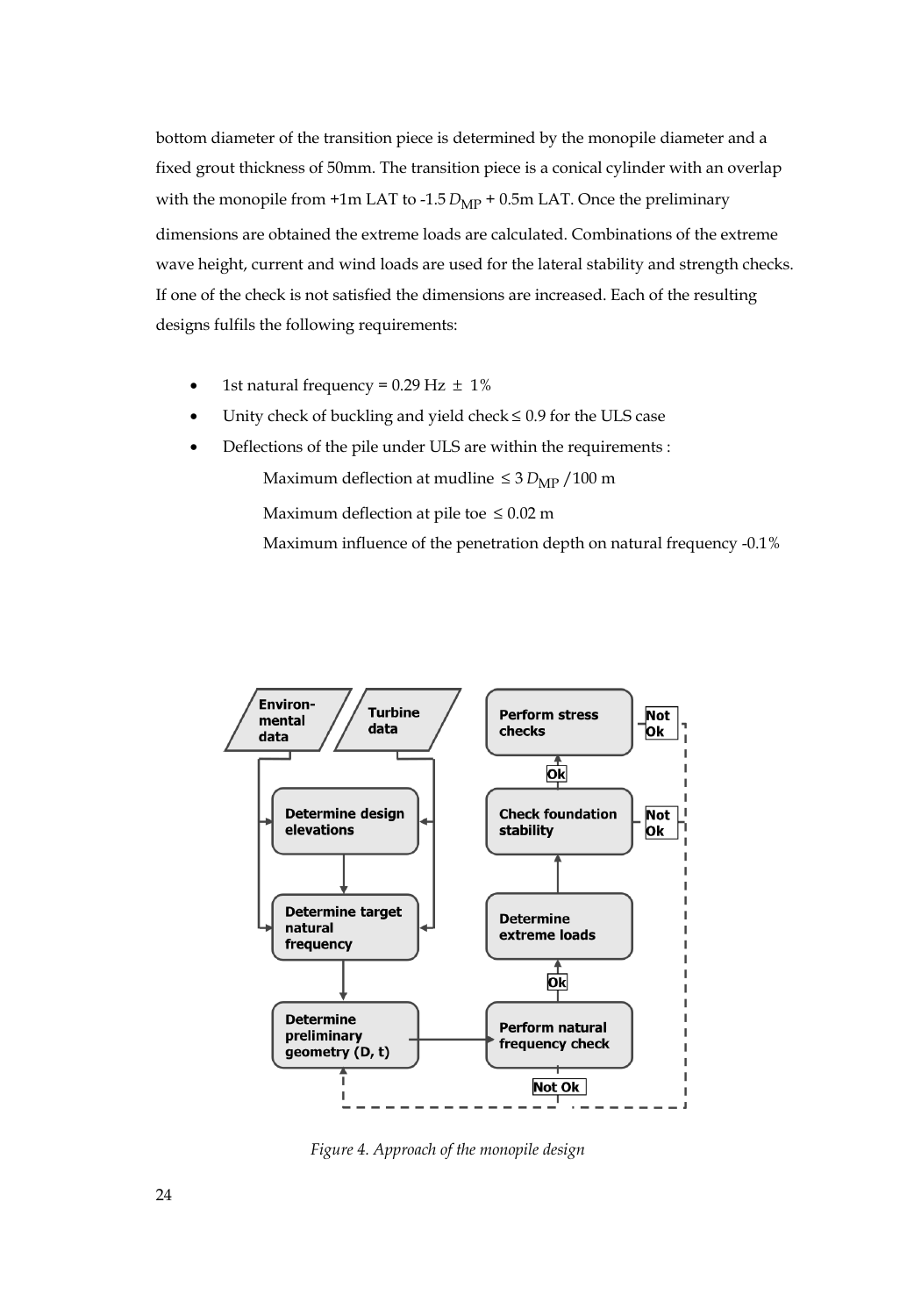bottom diameter of the transition piece is determined by the monopile diameter and a fixed grout thickness of 50mm. The transition piece is a conical cylinder with an overlap with the monopile from +1m LAT to -1.5 $D_{MP}$ + 0.5m LAT. Once the preliminary dimensions are obtained the extreme loads are calculated. Combinations of the extreme wave height, current and wind loads are used for the lateral stability and strength checks. If one of the check is not satisfied the dimensions are increased. Each of the resulting designs fulfils the following requirements:

- 1st natural frequency = 0.29 Hz $\pm$ 1%
- Unity check of buckling and yield check $\leq$ 0.9 for the ULS case
- Deflections of the pile under ULS are within the requirements :

  Maximum deflection at mudline $\leq 3\,D_{MP}\,/100$ m

  Maximum deflection at pile toe $\leq$ 0.02 m

  Maximum influence of the penetration depth on natural frequency -0.1%

*Figure 4. Approach of the monopile design*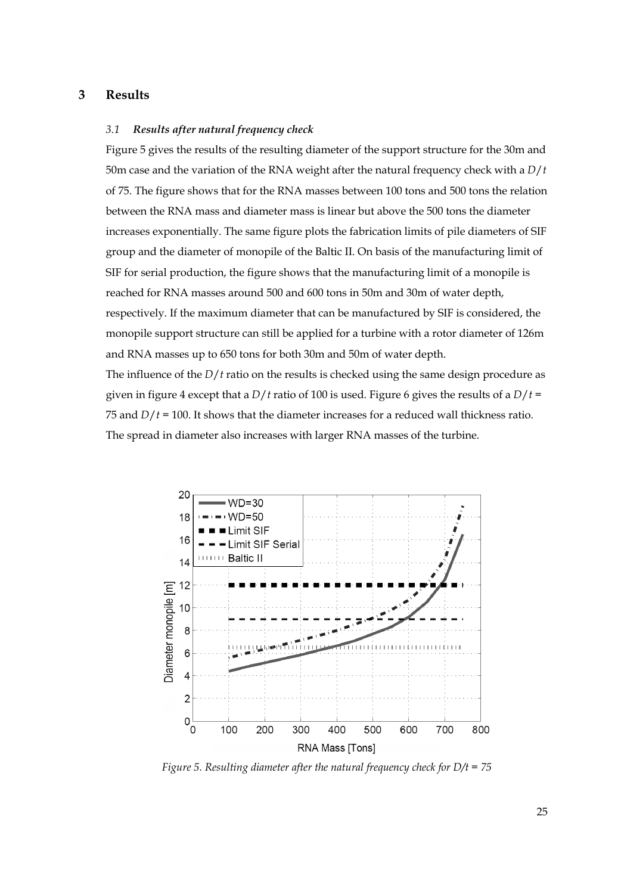# 3 Results

### 3.1 *Results after natural frequency check*

Figure 5 gives the results of the resulting diameter of the support structure for the 30m and 50m case and the variation of the RNA weight after the natural frequency check with a $D/t$ of 75. The figure shows that for the RNA masses between 100 tons and 500 tons the relation between the RNA mass and diameter mass is linear but above the 500 tons the diameter increases exponentially. The same figure plots the fabrication limits of pile diameters of SIF group and the diameter of monopile of the Baltic II. On basis of the manufacturing limit of SIF for serial production, the figure shows that the manufacturing limit of a monopile is reached for RNA masses around 500 and 600 tons in 50m and 30m of water depth, respectively. If the maximum diameter that can be manufactured by SIF is considered, the monopile support structure can still be applied for a turbine with a rotor diameter of 126m and RNA masses up to 650 tons for both 30m and 50m of water depth.

The influence of the $D/t$ ratio on the results is checked using the same design procedure as given in figure 4 except that a $D/t$ ratio of 100 is used. Figure 6 gives the results of a $D/t$ = 75 and $D/t$ = 100. It shows that the diameter increases for a reduced wall thickness ratio. The spread in diameter also increases with larger RNA masses of the turbine.

*Figure 5. Resulting diameter after the natural frequency check for D/t = 75*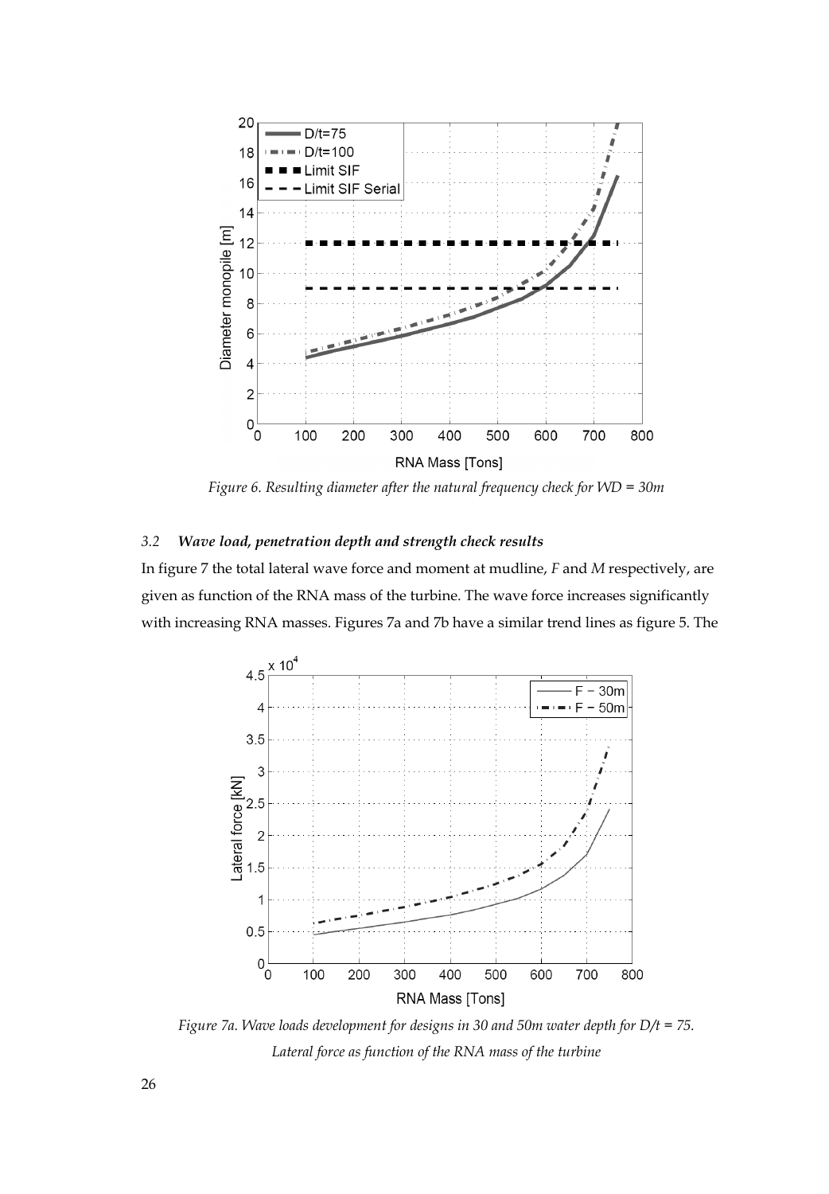*Figure 6. Resulting diameter after the natural frequency check for WD = 30m*

### 3.2 *Wave load, penetration depth and strength check results*

In figure 7 the total lateral wave force and moment at mudline, *F* and *M* respectively, are given as function of the RNA mass of the turbine. The wave force increases significantly with increasing RNA masses. Figures 7a and 7b have a similar trend lines as figure 5. The

*Figure 7a. Wave loads development for designs in 30 and 50m water depth for D/t = 75. Lateral force as function of the RNA mass of the turbine*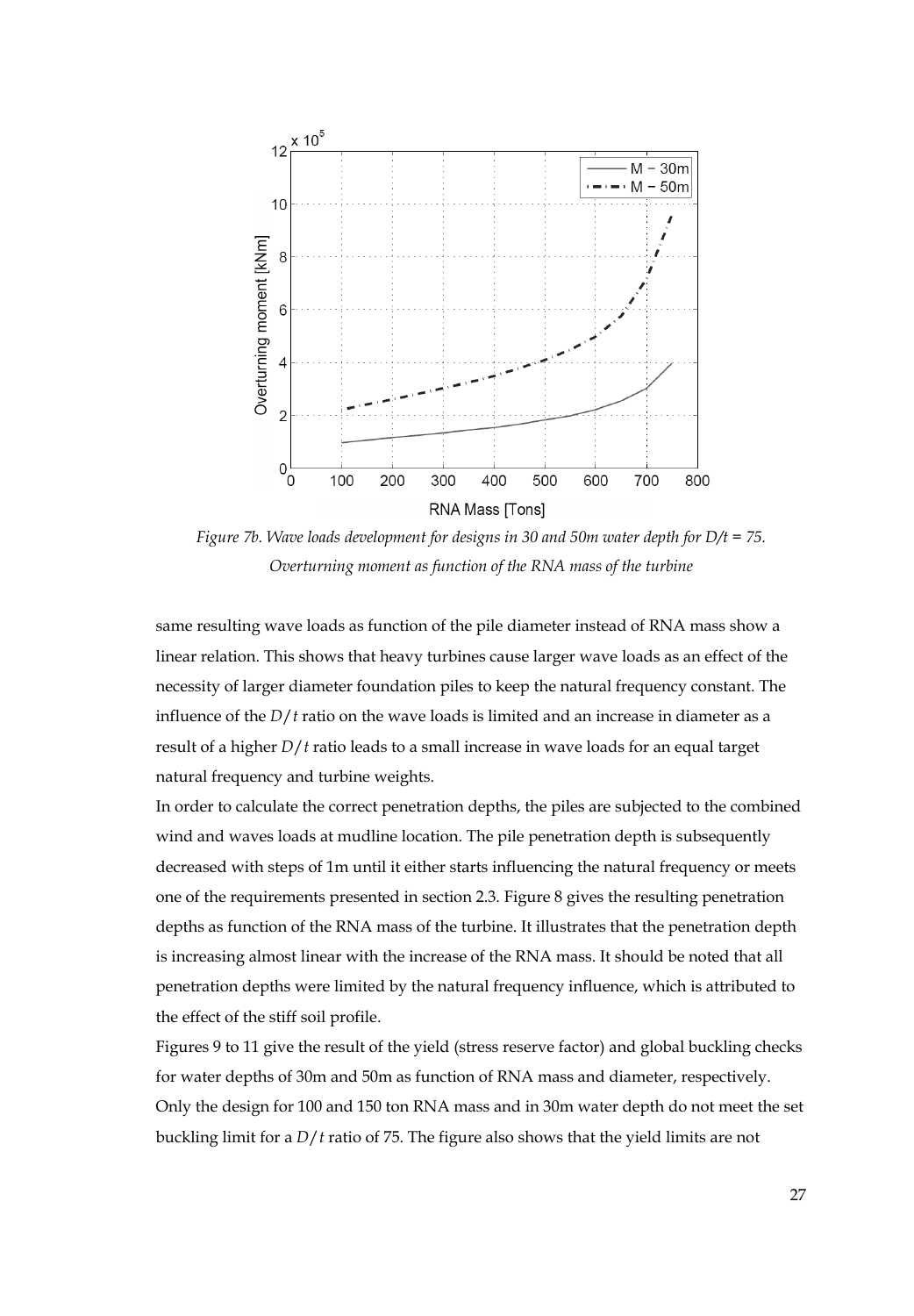*Figure 7b. Wave loads development for designs in 30 and 50m water depth for D/t = 75. Overturning moment as function of the RNA mass of the turbine*

same resulting wave loads as function of the pile diameter instead of RNA mass show a linear relation. This shows that heavy turbines cause larger wave loads as an effect of the necessity of larger diameter foundation piles to keep the natural frequency constant. The influence of the $D/t$ ratio on the wave loads is limited and an increase in diameter as a result of a higher $D/t$ ratio leads to a small increase in wave loads for an equal target natural frequency and turbine weights.

In order to calculate the correct penetration depths, the piles are subjected to the combined wind and waves loads at mudline location. The pile penetration depth is subsequently decreased with steps of 1m until it either starts influencing the natural frequency or meets one of the requirements presented in section 2.3. Figure 8 gives the resulting penetration depths as function of the RNA mass of the turbine. It illustrates that the penetration depth is increasing almost linear with the increase of the RNA mass. It should be noted that all penetration depths were limited by the natural frequency influence, which is attributed to the effect of the stiff soil profile.

Figures 9 to 11 give the result of the yield (stress reserve factor) and global buckling checks for water depths of 30m and 50m as function of RNA mass and diameter, respectively. Only the design for 100 and 150 ton RNA mass and in 30m water depth do not meet the set buckling limit for a $D/t$ ratio of 75. The figure also shows that the yield limits are not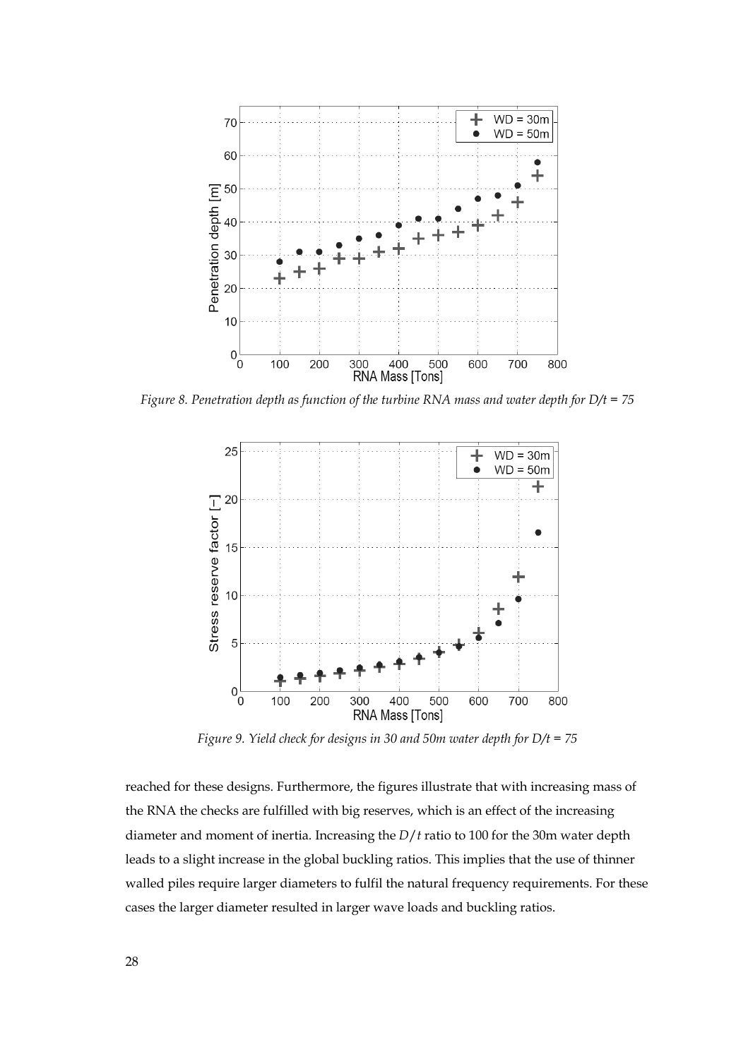*Figure 8. Penetration depth as function of the turbine RNA mass and water depth for D/t = 75*

*Figure 9. Yield check for designs in 30 and 50m water depth for D/t = 75*

reached for these designs. Furthermore, the figures illustrate that with increasing mass of the RNA the checks are fulfilled with big reserves, which is an effect of the increasing diameter and moment of inertia. Increasing the $D/t$ ratio to 100 for the 30m water depth leads to a slight increase in the global buckling ratios. This implies that the use of thinner walled piles require larger diameters to fulfil the natural frequency requirements. For these cases the larger diameter resulted in larger wave loads and buckling ratios.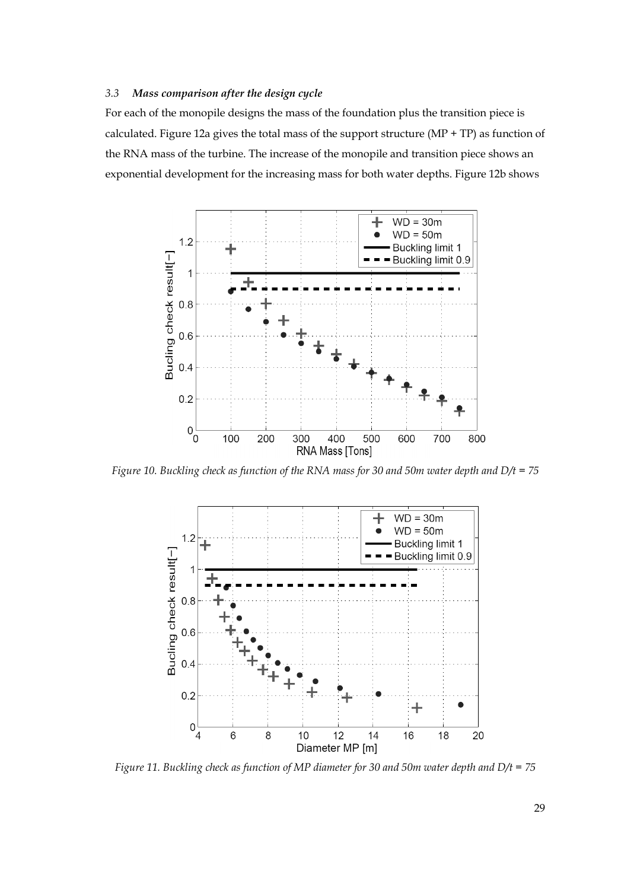### 3.3 *Mass comparison after the design cycle*

For each of the monopile designs the mass of the foundation plus the transition piece is calculated. Figure 12a gives the total mass of the support structure (MP + TP) as function of the RNA mass of the turbine. The increase of the monopile and transition piece shows an exponential development for the increasing mass for both water depths. Figure 12b shows

*Figure 10. Buckling check as function of the RNA mass for 30 and 50m water depth and D/t = 75*

*Figure 11. Buckling check as function of MP diameter for 30 and 50m water depth and D/t = 75*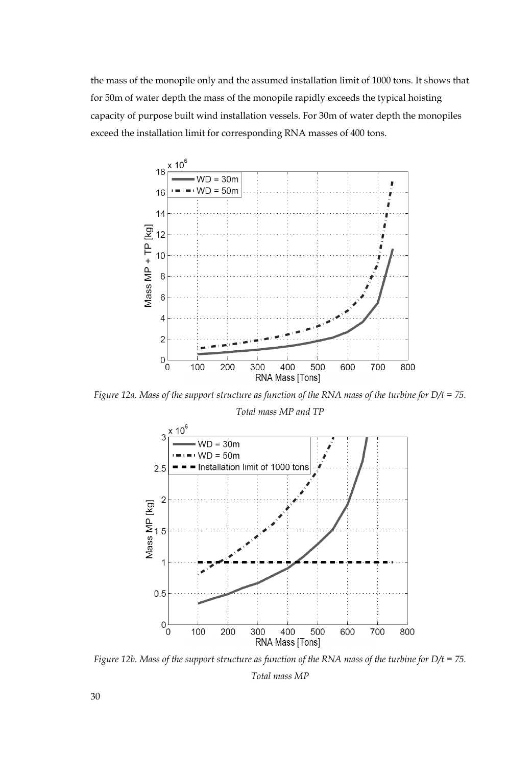the mass of the monopile only and the assumed installation limit of 1000 tons. It shows that for 50m of water depth the mass of the monopile rapidly exceeds the typical hoisting capacity of purpose built wind installation vessels. For 30m of water depth the monopiles exceed the installation limit for corresponding RNA masses of 400 tons.

*Figure 12a. Mass of the support structure as function of the RNA mass of the turbine for D/t = 75. Total mass MP and TP*

*Figure 12b. Mass of the support structure as function of the RNA mass of the turbine for D/t = 75. Total mass MP*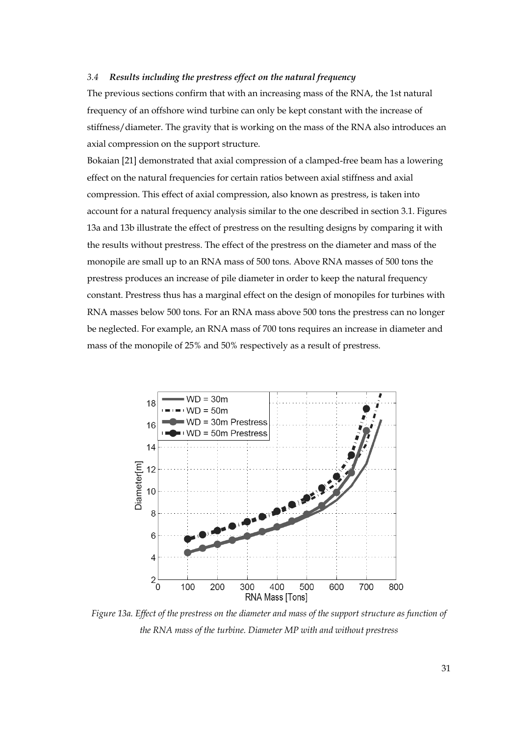### 3.4 *Results including the prestress effect on the natural frequency*

The previous sections confirm that with an increasing mass of the RNA, the 1st natural frequency of an offshore wind turbine can only be kept constant with the increase of stiffness/diameter. The gravity that is working on the mass of the RNA also introduces an axial compression on the support structure.

Bokaian [21] demonstrated that axial compression of a clamped-free beam has a lowering effect on the natural frequencies for certain ratios between axial stiffness and axial compression. This effect of axial compression, also known as prestress, is taken into account for a natural frequency analysis similar to the one described in section 3.1. Figures 13a and 13b illustrate the effect of prestress on the resulting designs by comparing it with the results without prestress. The effect of the prestress on the diameter and mass of the monopile are small up to an RNA mass of 500 tons. Above RNA masses of 500 tons the prestress produces an increase of pile diameter in order to keep the natural frequency constant. Prestress thus has a marginal effect on the design of monopiles for turbines with RNA masses below 500 tons. For an RNA mass above 500 tons the prestress can no longer be neglected. For example, an RNA mass of 700 tons requires an increase in diameter and mass of the monopile of 25% and 50% respectively as a result of prestress.

*Figure 13a. Effect of the prestress on the diameter and mass of the support structure as function of the RNA mass of the turbine. Diameter MP with and without prestress*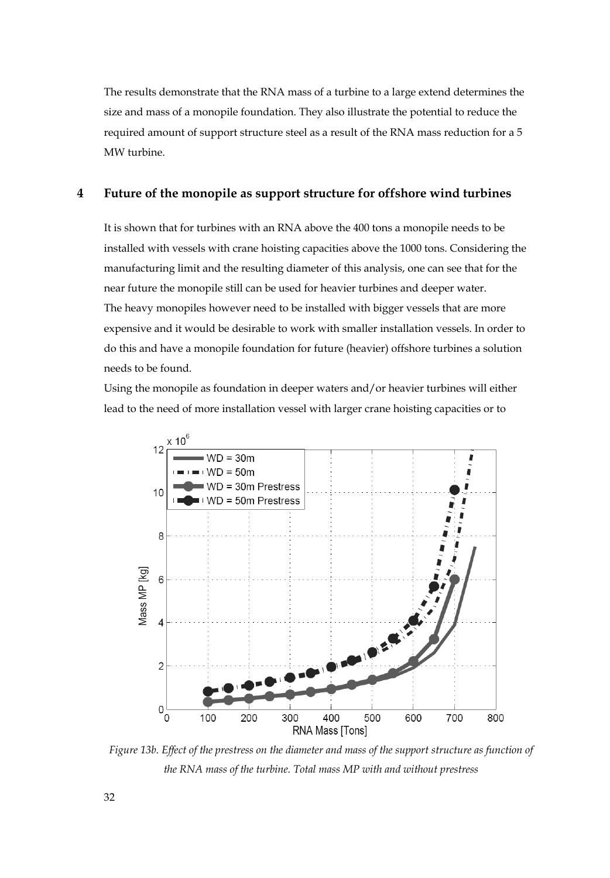The results demonstrate that the RNA mass of a turbine to a large extend determines the size and mass of a monopile foundation. They also illustrate the potential to reduce the required amount of support structure steel as a result of the RNA mass reduction for a 5 MW turbine.

## 4 Future of the monopile as support structure for offshore wind turbines

It is shown that for turbines with an RNA above the 400 tons a monopile needs to be installed with vessels with crane hoisting capacities above the 1000 tons. Considering the manufacturing limit and the resulting diameter of this analysis, one can see that for the near future the monopile still can be used for heavier turbines and deeper water.
The heavy monopiles however need to be installed with bigger vessels that are more expensive and it would be desirable to work with smaller installation vessels. In order to do this and have a monopile foundation for future (heavier) offshore turbines a solution needs to be found.
Using the monopile as foundation in deeper waters and/or heavier turbines will either lead to the need of more installation vessel with larger crane hoisting capacities or to

*Figure 13b. Effect of the prestress on the diameter and mass of the support structure as function of the RNA mass of the turbine. Total mass MP with and without prestress*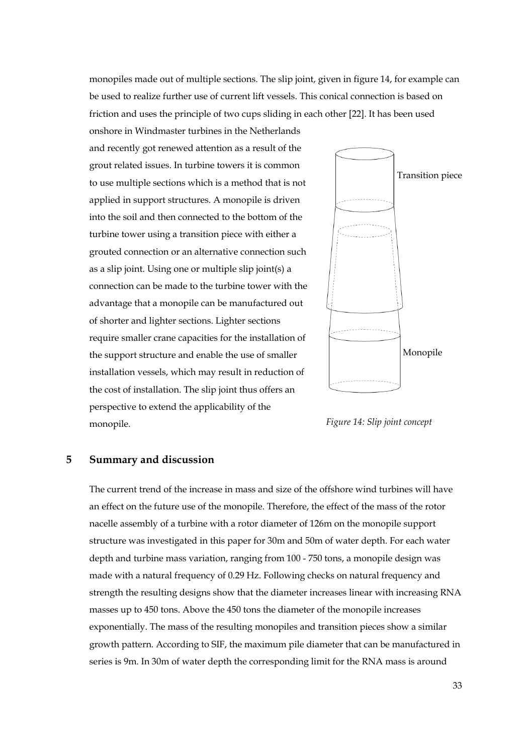monopiles made out of multiple sections. The slip joint, given in figure 14, for example can be used to realize further use of current lift vessels. This conical connection is based on friction and uses the principle of two cups sliding in each other [22]. It has been used onshore in Windmaster turbines in the Netherlands and recently got renewed attention as a result of the grout related issues. In turbine towers it is common to use multiple sections which is a method that is not applied in support structures. A monopile is driven into the soil and then connected to the bottom of the turbine tower using a transition piece with either a grouted connection or an alternative connection such as a slip joint. Using one or multiple slip joint(s) a connection can be made to the turbine tower with the advantage that a monopile can be manufactured out of shorter and lighter sections. Lighter sections require smaller crane capacities for the installation of the support structure and enable the use of smaller installation vessels, which may result in reduction of the cost of installation. The slip joint thus offers an perspective to extend the applicability of the monopile.

Transition piece

Monopile

*Figure 14: Slip joint concept*

## 5 Summary and discussion

The current trend of the increase in mass and size of the offshore wind turbines will have an effect on the future use of the monopile. Therefore, the effect of the mass of the rotor nacelle assembly of a turbine with a rotor diameter of 126m on the monopile support structure was investigated in this paper for 30m and 50m of water depth. For each water depth and turbine mass variation, ranging from 100 - 750 tons, a monopile design was made with a natural frequency of 0.29 Hz. Following checks on natural frequency and strength the resulting designs show that the diameter increases linear with increasing RNA masses up to 450 tons. Above the 450 tons the diameter of the monopile increases exponentially. The mass of the resulting monopiles and transition pieces show a similar growth pattern. According to SIF, the maximum pile diameter that can be manufactured in series is 9m. In 30m of water depth the corresponding limit for the RNA mass is around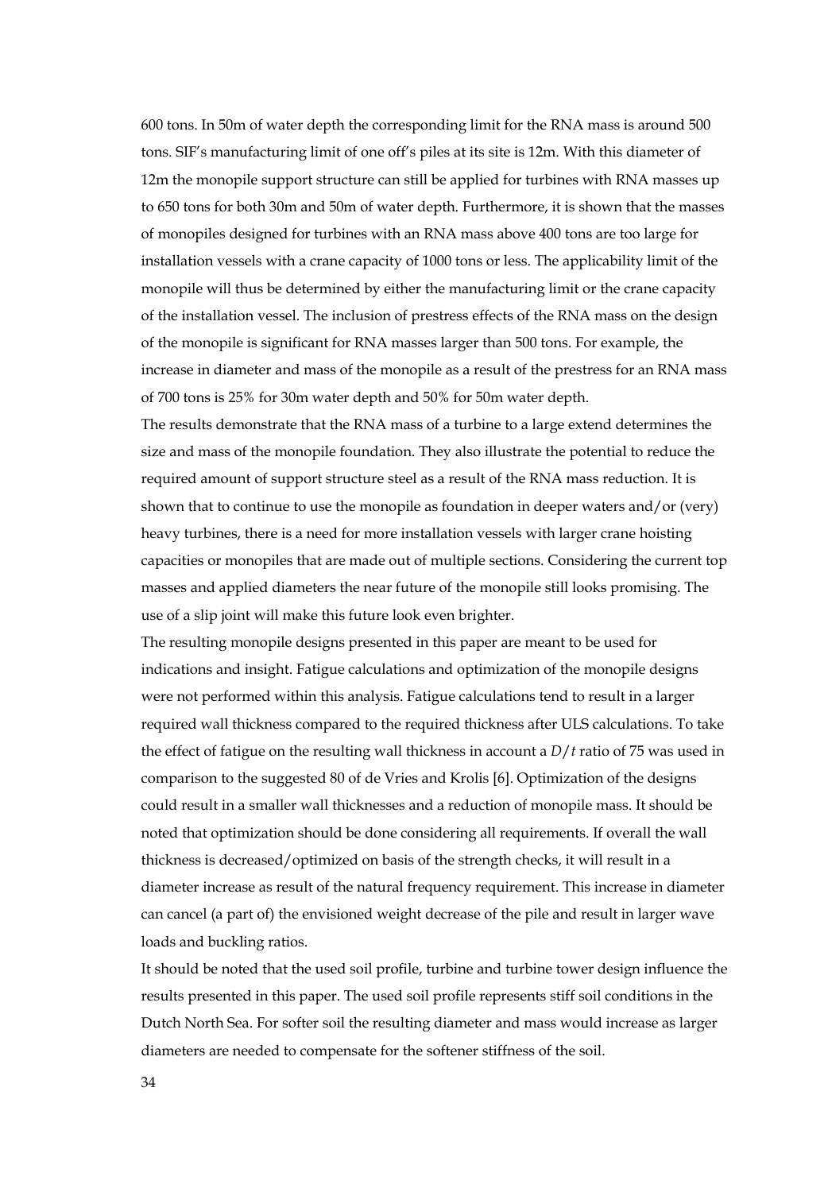600 tons. In 50m of water depth the corresponding limit for the RNA mass is around 500 tons. SIF's manufacturing limit of one off's piles at its site is 12m. With this diameter of 12m the monopile support structure can still be applied for turbines with RNA masses up to 650 tons for both 30m and 50m of water depth. Furthermore, it is shown that the masses of monopiles designed for turbines with an RNA mass above 400 tons are too large for installation vessels with a crane capacity of 1000 tons or less. The applicability limit of the monopile will thus be determined by either the manufacturing limit or the crane capacity of the installation vessel. The inclusion of prestress effects of the RNA mass on the design of the monopile is significant for RNA masses larger than 500 tons. For example, the increase in diameter and mass of the monopile as a result of the prestress for an RNA mass of 700 tons is 25% for 30m water depth and 50% for 50m water depth.

The results demonstrate that the RNA mass of a turbine to a large extend determines the size and mass of the monopile foundation. They also illustrate the potential to reduce the required amount of support structure steel as a result of the RNA mass reduction. It is shown that to continue to use the monopile as foundation in deeper waters and/or (very) heavy turbines, there is a need for more installation vessels with larger crane hoisting capacities or monopiles that are made out of multiple sections. Considering the current top masses and applied diameters the near future of the monopile still looks promising. The use of a slip joint will make this future look even brighter.

The resulting monopile designs presented in this paper are meant to be used for indications and insight. Fatigue calculations and optimization of the monopile designs were not performed within this analysis. Fatigue calculations tend to result in a larger required wall thickness compared to the required thickness after ULS calculations. To take the effect of fatigue on the resulting wall thickness in account a $D/t$ ratio of 75 was used in comparison to the suggested 80 of de Vries and Krolis [6]. Optimization of the designs could result in a smaller wall thicknesses and a reduction of monopile mass. It should be noted that optimization should be done considering all requirements. If overall the wall thickness is decreased/optimized on basis of the strength checks, it will result in a diameter increase as result of the natural frequency requirement. This increase in diameter can cancel (a part of) the envisioned weight decrease of the pile and result in larger wave loads and buckling ratios.

It should be noted that the used soil profile, turbine and turbine tower design influence the results presented in this paper. The used soil profile represents stiff soil conditions in the Dutch North Sea. For softer soil the resulting diameter and mass would increase as larger diameters are needed to compensate for the softener stiffness of the soil.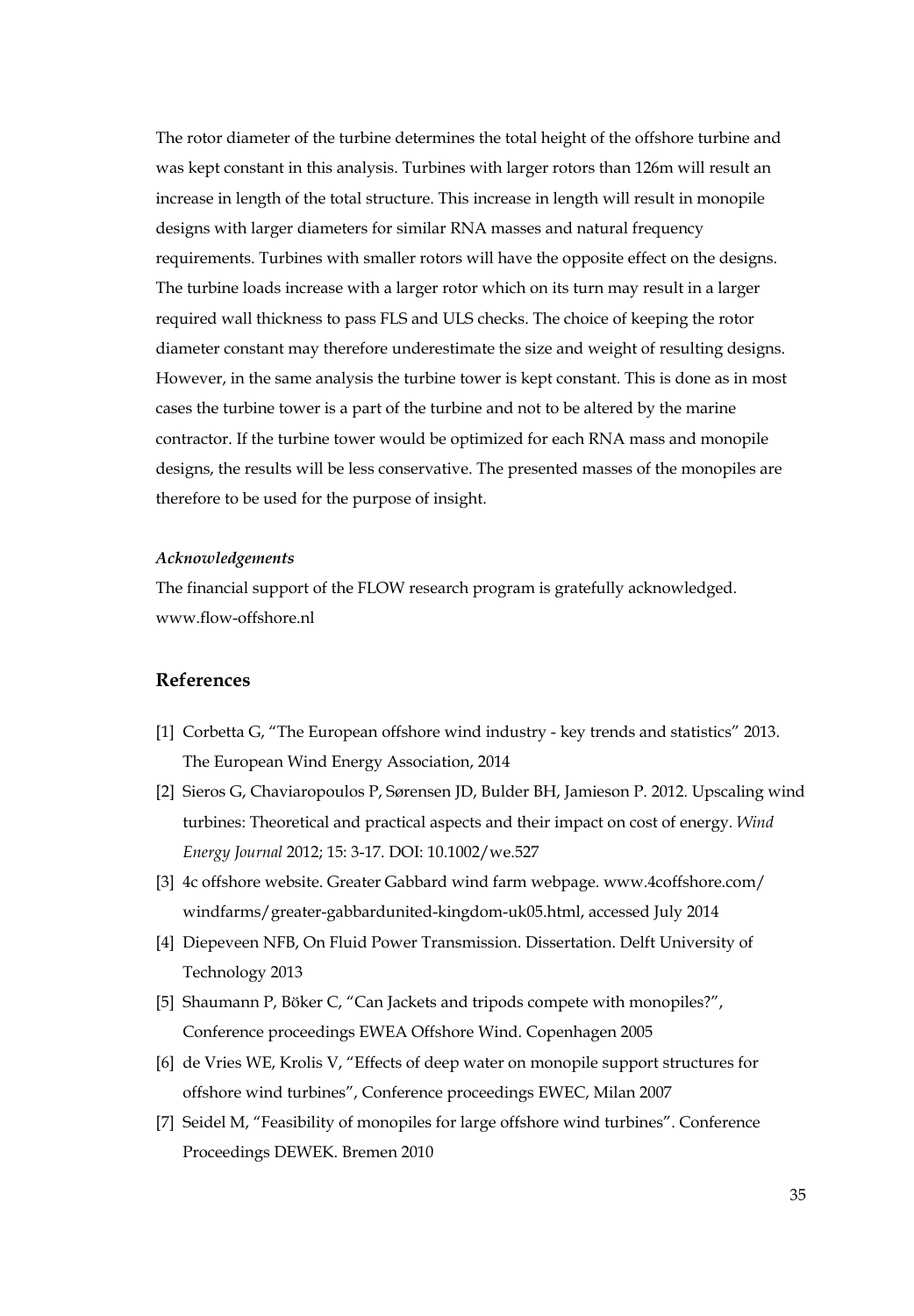The rotor diameter of the turbine determines the total height of the offshore turbine and was kept constant in this analysis. Turbines with larger rotors than 126m will result an increase in length of the total structure. This increase in length will result in monopile designs with larger diameters for similar RNA masses and natural frequency requirements. Turbines with smaller rotors will have the opposite effect on the designs. The turbine loads increase with a larger rotor which on its turn may result in a larger required wall thickness to pass FLS and ULS checks. The choice of keeping the rotor diameter constant may therefore underestimate the size and weight of resulting designs. However, in the same analysis the turbine tower is kept constant. This is done as in most cases the turbine tower is a part of the turbine and not to be altered by the marine contractor. If the turbine tower would be optimized for each RNA mass and monopile designs, the results will be less conservative. The presented masses of the monopiles are therefore to be used for the purpose of insight.

***Acknowledgements***

The financial support of the FLOW research program is gratefully acknowledged. www.flow-offshore.nl

## References

[1] Corbetta G, "The European offshore wind industry - key trends and statistics" 2013. The European Wind Energy Association, 2014

[2] Sieros G, Chaviaropoulos P, Sørensen JD, Bulder BH, Jamieson P. 2012. Upscaling wind turbines: Theoretical and practical aspects and their impact on cost of energy. *Wind Energy Journal* 2012; 15: 3-17. DOI: 10.1002/we.527

[3] 4c offshore website. Greater Gabbard wind farm webpage. www.4coffshore.com/windfarms/greater-gabbardunited-kingdom-uk05.html, accessed July 2014

[4] Diepeveen NFB, On Fluid Power Transmission. Dissertation. Delft University of Technology 2013

[5] Shaumann P, Böker C, "Can Jackets and tripods compete with monopiles?", Conference proceedings EWEA Offshore Wind. Copenhagen 2005

[6] de Vries WE, Krolis V, "Effects of deep water on monopile support structures for offshore wind turbines", Conference proceedings EWEC, Milan 2007

[7] Seidel M, "Feasibility of monopiles for large offshore wind turbines". Conference Proceedings DEWEK. Bremen 2010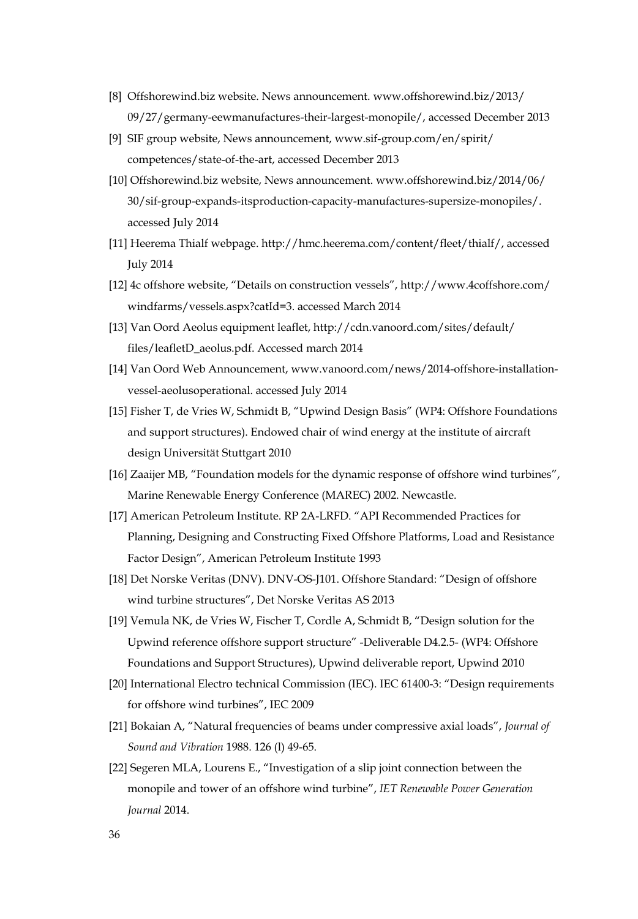[8] Offshorewind.biz website. News announcement. www.offshorewind.biz/2013/09/27/germany-eewmanufactures-their-largest-monopile/, accessed December 2013

[9] SIF group website, News announcement, www.sif-group.com/en/spirit/competences/state-of-the-art, accessed December 2013

[10] Offshorewind.biz website, News announcement. www.offshorewind.biz/2014/06/30/sif-group-expands-itsproduction-capacity-manufactures-supersize-monopiles/. accessed July 2014

[11] Heerema Thialf webpage. http://hmc.heerema.com/content/fleet/thialf/, accessed July 2014

[12] 4c offshore website, "Details on construction vessels", http://www.4coffshore.com/windfarms/vessels.aspx?catId=3. accessed March 2014

[13] Van Oord Aeolus equipment leaflet, http://cdn.vanoord.com/sites/default/files/leafletD_aeolus.pdf. Accessed march 2014

[14] Van Oord Web Announcement, www.vanoord.com/news/2014-offshore-installation-vessel-aeolusoperational. accessed July 2014

[15] Fisher T, de Vries W, Schmidt B, "Upwind Design Basis" (WP4: Offshore Foundations and support structures). Endowed chair of wind energy at the institute of aircraft design Universität Stuttgart 2010

[16] Zaaijer MB, "Foundation models for the dynamic response of offshore wind turbines", Marine Renewable Energy Conference (MAREC) 2002. Newcastle.

[17] American Petroleum Institute. RP 2A-LRFD. "API Recommended Practices for Planning, Designing and Constructing Fixed Offshore Platforms, Load and Resistance Factor Design", American Petroleum Institute 1993

[18] Det Norske Veritas (DNV). DNV-OS-J101. Offshore Standard: "Design of offshore wind turbine structures", Det Norske Veritas AS 2013

[19] Vemula NK, de Vries W, Fischer T, Cordle A, Schmidt B, "Design solution for the Upwind reference offshore support structure" -Deliverable D4.2.5- (WP4: Offshore Foundations and Support Structures), Upwind deliverable report, Upwind 2010

[20] International Electro technical Commission (IEC). IEC 61400-3: "Design requirements for offshore wind turbines", IEC 2009

[21] Bokaian A, "Natural frequencies of beams under compressive axial loads", *Journal of Sound and Vibration* 1988. 126 (l) 49-65.

[22] Segeren MLA, Lourens E., "Investigation of a slip joint connection between the monopile and tower of an offshore wind turbine", *IET Renewable Power Generation Journal* 2014.